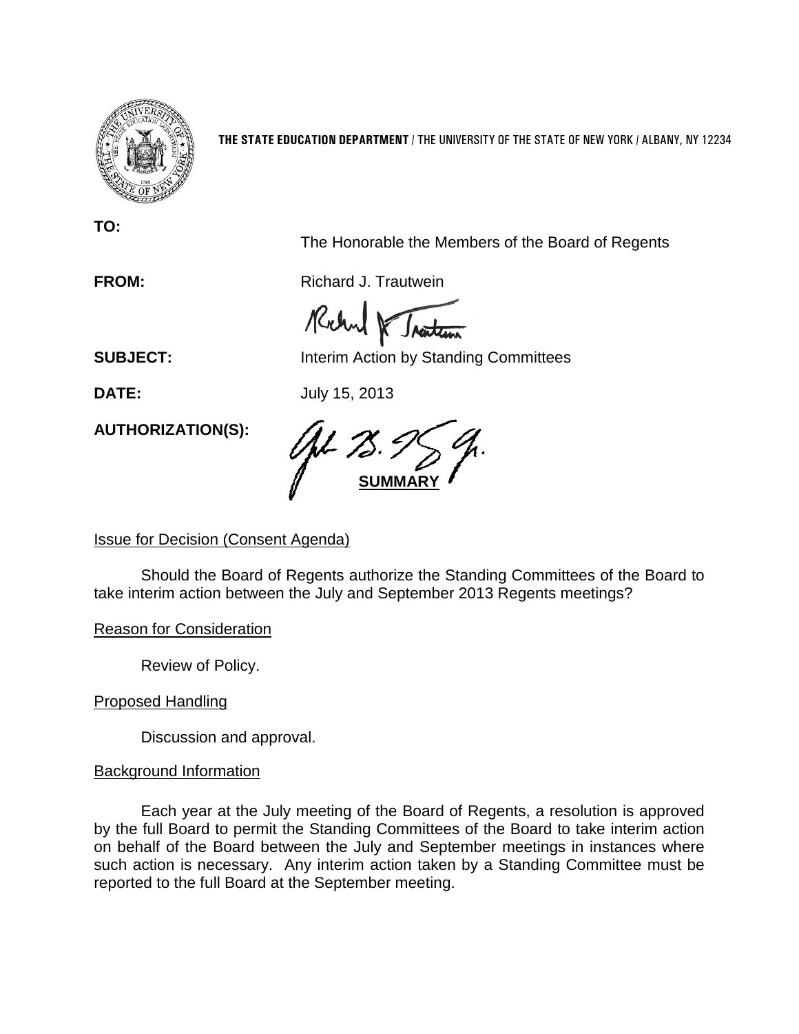**THE STATE EDUCATION DEPARTMENT** / THE UNIVERSITY OF THE STATE OF NEW YORK / ALBANY, NY 12234

**TO:** The Honorable the Members of the Board of Regents

**FROM:** Richard J. Trautwein

**SUBJECT:** Interim Action by Standing Committees

**DATE:** July 15, 2013

**AUTHORIZATION(S):**

**SUMMARY**

Issue for Decision (Consent Agenda)

Should the Board of Regents authorize the Standing Committees of the Board to take interim action between the July and September 2013 Regents meetings?

Reason for Consideration

Review of Policy.

Proposed Handling

Discussion and approval.

Background Information

Each year at the July meeting of the Board of Regents, a resolution is approved by the full Board to permit the Standing Committees of the Board to take interim action on behalf of the Board between the July and September meetings in instances where such action is necessary. Any interim action taken by a Standing Committee must be reported to the full Board at the September meeting.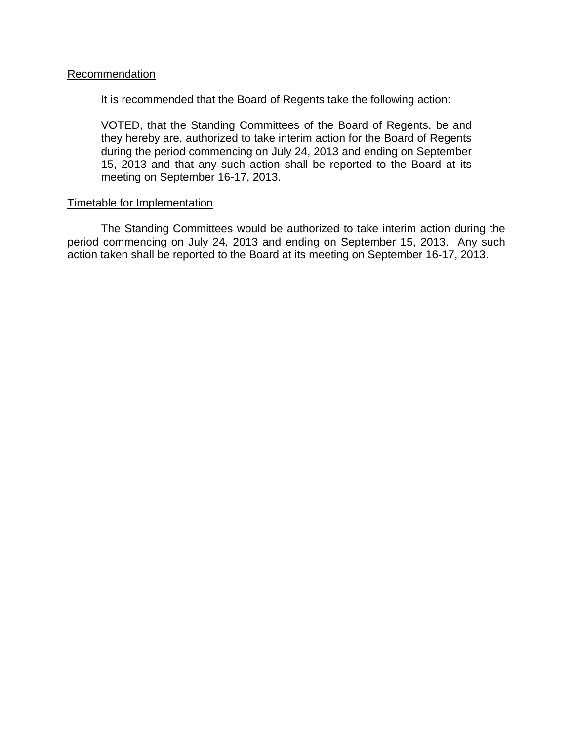<u>Recommendation</u>

It is recommended that the Board of Regents take the following action:

VOTED, that the Standing Committees of the Board of Regents, be and they hereby are, authorized to take interim action for the Board of Regents during the period commencing on July 24, 2013 and ending on September 15, 2013 and that any such action shall be reported to the Board at its meeting on September 16-17, 2013.

<u>Timetable for Implementation</u>

The Standing Committees would be authorized to take interim action during the period commencing on July 24, 2013 and ending on September 15, 2013. Any such action taken shall be reported to the Board at its meeting on September 16-17, 2013.